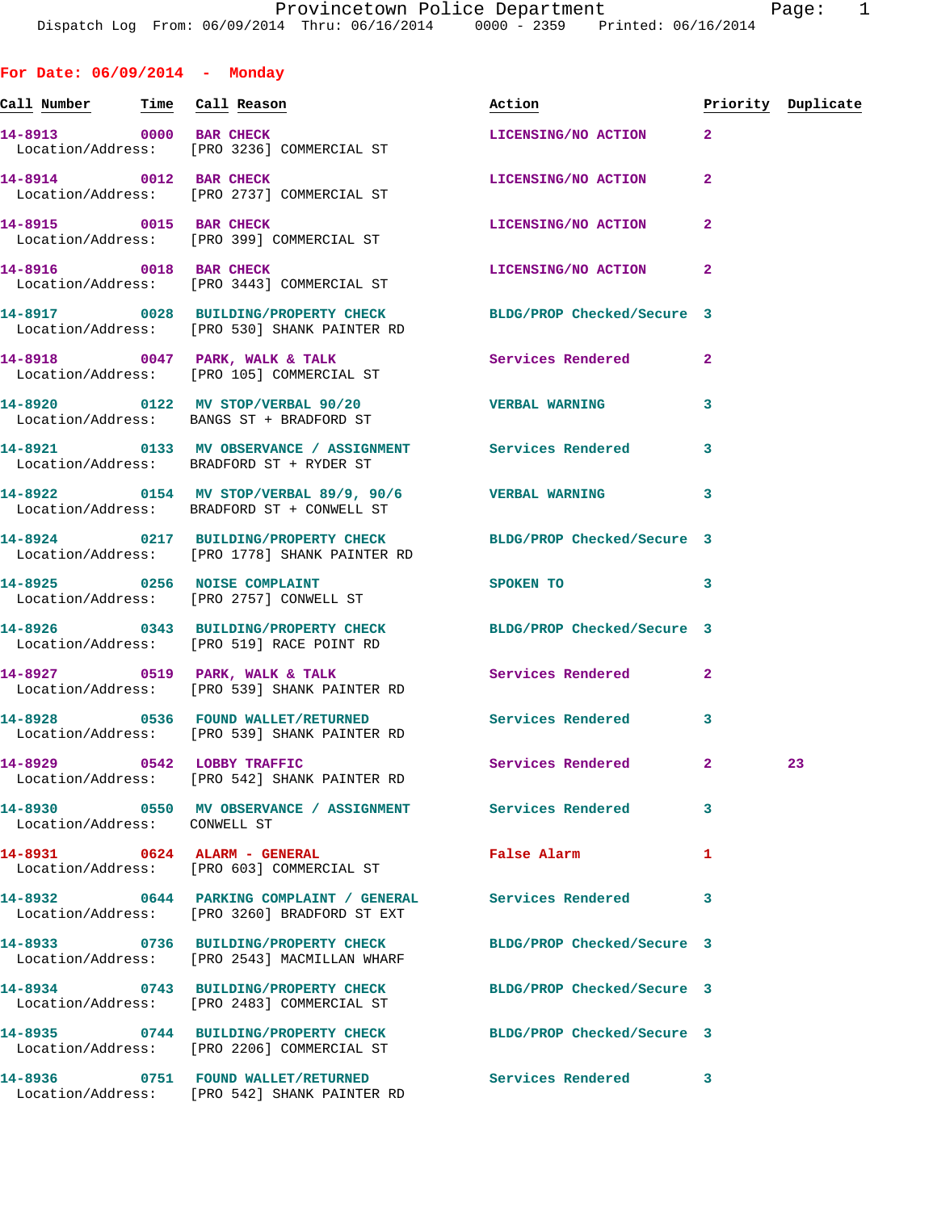# Provincetown Police Department

Dispatch Log From: 06/09/2014 Thru: 06/16/2014 0000 - 2359 Printed: 06/16/2014

## For Date: 06/09/2014 - Monday

| Call Number | Time | Call Reason | Action | Priority | Duplicate |
|---|---|---|---|---|---|
| 14-8913 | 0000 | BAR CHECK | LICENSING/NO ACTION | 2 | |
| Location/Address: | | [PRO 3236] COMMERCIAL ST | | | |
| 14-8914 | 0012 | BAR CHECK | LICENSING/NO ACTION | 2 | |
| Location/Address: | | [PRO 2737] COMMERCIAL ST | | | |
| 14-8915 | 0015 | BAR CHECK | LICENSING/NO ACTION | 2 | |
| Location/Address: | | [PRO 399] COMMERCIAL ST | | | |
| 14-8916 | 0018 | BAR CHECK | LICENSING/NO ACTION | 2 | |
| Location/Address: | | [PRO 3443] COMMERCIAL ST | | | |
| 14-8917 | 0028 | BUILDING/PROPERTY CHECK | BLDG/PROP Checked/Secure | 3 | |
| Location/Address: | | [PRO 530] SHANK PAINTER RD | | | |
| 14-8918 | 0047 | PARK, WALK & TALK | Services Rendered | 2 | |
| Location/Address: | | [PRO 105] COMMERCIAL ST | | | |
| 14-8920 | 0122 | MV STOP/VERBAL 90/20 | VERBAL WARNING | 3 | |
| Location/Address: | | BANGS ST + BRADFORD ST | | | |
| 14-8921 | 0133 | MV OBSERVANCE / ASSIGNMENT | Services Rendered | 3 | |
| Location/Address: | | BRADFORD ST + RYDER ST | | | |
| 14-8922 | 0154 | MV STOP/VERBAL 89/9, 90/6 | VERBAL WARNING | 3 | |
| Location/Address: | | BRADFORD ST + CONWELL ST | | | |
| 14-8924 | 0217 | BUILDING/PROPERTY CHECK | BLDG/PROP Checked/Secure | 3 | |
| Location/Address: | | [PRO 1778] SHANK PAINTER RD | | | |
| 14-8925 | 0256 | NOISE COMPLAINT | SPOKEN TO | 3 | |
| Location/Address: | | [PRO 2757] CONWELL ST | | | |
| 14-8926 | 0343 | BUILDING/PROPERTY CHECK | BLDG/PROP Checked/Secure | 3 | |
| Location/Address: | | [PRO 519] RACE POINT RD | | | |
| 14-8927 | 0519 | PARK, WALK & TALK | Services Rendered | 2 | |
| Location/Address: | | [PRO 539] SHANK PAINTER RD | | | |
| 14-8928 | 0536 | FOUND WALLET/RETURNED | Services Rendered | 3 | |
| Location/Address: | | [PRO 539] SHANK PAINTER RD | | | |
| 14-8929 | 0542 | LOBBY TRAFFIC | Services Rendered | 2 | 23 |
| Location/Address: | | [PRO 542] SHANK PAINTER RD | | | |
| 14-8930 | 0550 | MV OBSERVANCE / ASSIGNMENT | Services Rendered | 3 | |
| Location/Address: | | CONWELL ST | | | |
| 14-8931 | 0624 | ALARM - GENERAL | False Alarm | 1 | |
| Location/Address: | | [PRO 603] COMMERCIAL ST | | | |
| 14-8932 | 0644 | PARKING COMPLAINT / GENERAL | Services Rendered | 3 | |
| Location/Address: | | [PRO 3260] BRADFORD ST EXT | | | |
| 14-8933 | 0736 | BUILDING/PROPERTY CHECK | BLDG/PROP Checked/Secure | 3 | |
| Location/Address: | | [PRO 2543] MACMILLAN WHARF | | | |
| 14-8934 | 0743 | BUILDING/PROPERTY CHECK | BLDG/PROP Checked/Secure | 3 | |
| Location/Address: | | [PRO 2483] COMMERCIAL ST | | | |
| 14-8935 | 0744 | BUILDING/PROPERTY CHECK | BLDG/PROP Checked/Secure | 3 | |
| Location/Address: | | [PRO 2206] COMMERCIAL ST | | | |
| 14-8936 | 0751 | FOUND WALLET/RETURNED | Services Rendered | 3 | |
| Location/Address: | | [PRO 542] SHANK PAINTER RD | | | |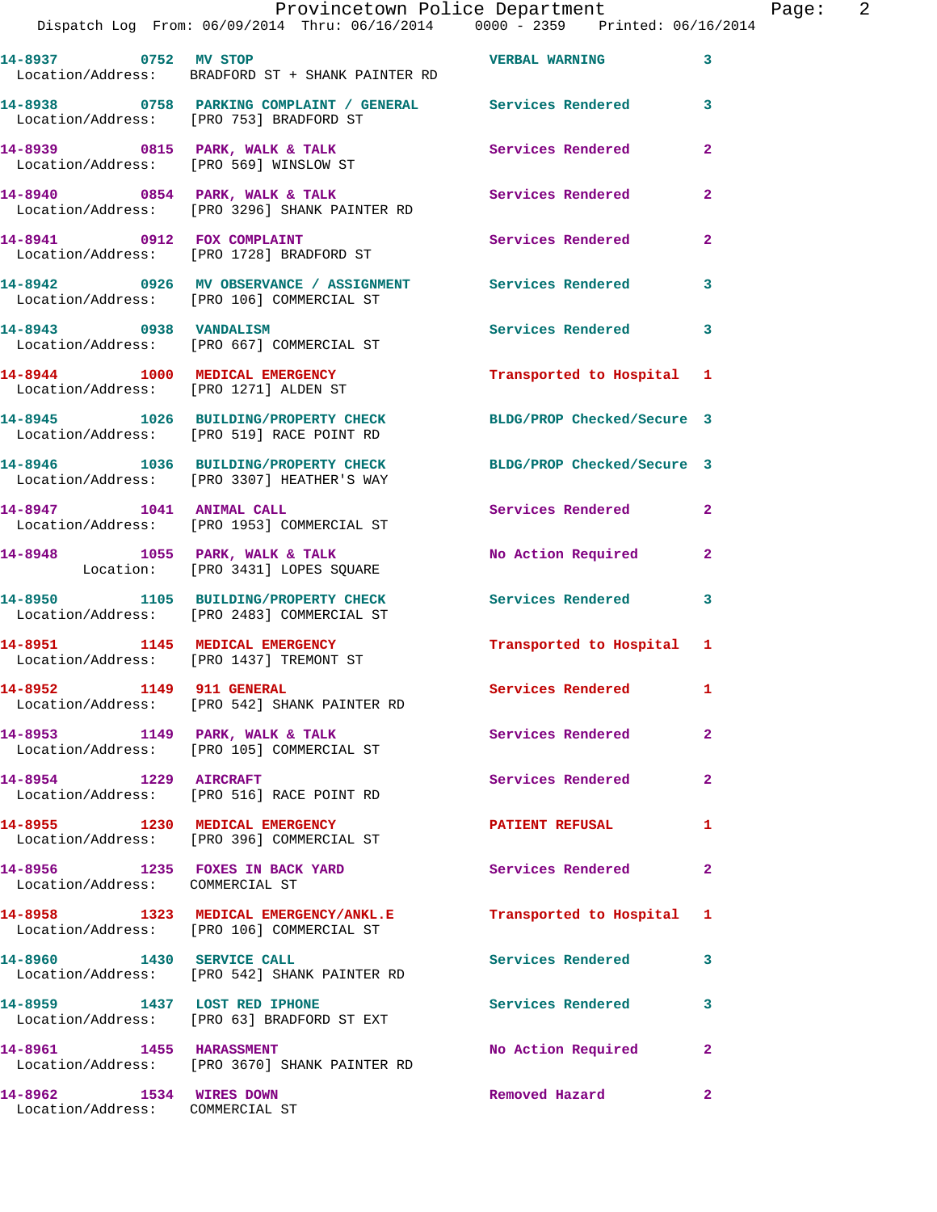| Call # | Time | Call Reason | Action | Priority |
| --- | --- | --- | --- | --- |
| 14-8937 | 0752 | MV STOP | VERBAL WARNING | 3 |
| Location/Address: BRADFORD ST + SHANK PAINTER RD | | | | |
| 14-8938 | 0758 | PARKING COMPLAINT / GENERAL | Services Rendered | 3 |
| Location/Address: [PRO 753] BRADFORD ST | | | | |
| 14-8939 | 0815 | PARK, WALK & TALK | Services Rendered | 2 |
| Location/Address: [PRO 569] WINSLOW ST | | | | |
| 14-8940 | 0854 | PARK, WALK & TALK | Services Rendered | 2 |
| Location/Address: [PRO 3296] SHANK PAINTER RD | | | | |
| 14-8941 | 0912 | FOX COMPLAINT | Services Rendered | 2 |
| Location/Address: [PRO 1728] BRADFORD ST | | | | |
| 14-8942 | 0926 | MV OBSERVANCE / ASSIGNMENT | Services Rendered | 3 |
| Location/Address: [PRO 106] COMMERCIAL ST | | | | |
| 14-8943 | 0938 | VANDALISM | Services Rendered | 3 |
| Location/Address: [PRO 667] COMMERCIAL ST | | | | |
| 14-8944 | 1000 | MEDICAL EMERGENCY | Transported to Hospital | 1 |
| Location/Address: [PRO 1271] ALDEN ST | | | | |
| 14-8945 | 1026 | BUILDING/PROPERTY CHECK | BLDG/PROP Checked/Secure | 3 |
| Location/Address: [PRO 519] RACE POINT RD | | | | |
| 14-8946 | 1036 | BUILDING/PROPERTY CHECK | BLDG/PROP Checked/Secure | 3 |
| Location/Address: [PRO 3307] HEATHER'S WAY | | | | |
| 14-8947 | 1041 | ANIMAL CALL | Services Rendered | 2 |
| Location/Address: [PRO 1953] COMMERCIAL ST | | | | |
| 14-8948 | 1055 | PARK, WALK & TALK | No Action Required | 2 |
| Location: [PRO 3431] LOPES SQUARE | | | | |
| 14-8950 | 1105 | BUILDING/PROPERTY CHECK | Services Rendered | 3 |
| Location/Address: [PRO 2483] COMMERCIAL ST | | | | |
| 14-8951 | 1145 | MEDICAL EMERGENCY | Transported to Hospital | 1 |
| Location/Address: [PRO 1437] TREMONT ST | | | | |
| 14-8952 | 1149 | 911 GENERAL | Services Rendered | 1 |
| Location/Address: [PRO 542] SHANK PAINTER RD | | | | |
| 14-8953 | 1149 | PARK, WALK & TALK | Services Rendered | 2 |
| Location/Address: [PRO 105] COMMERCIAL ST | | | | |
| 14-8954 | 1229 | AIRCRAFT | Services Rendered | 2 |
| Location/Address: [PRO 516] RACE POINT RD | | | | |
| 14-8955 | 1230 | MEDICAL EMERGENCY | PATIENT REFUSAL | 1 |
| Location/Address: [PRO 396] COMMERCIAL ST | | | | |
| 14-8956 | 1235 | FOXES IN BACK YARD | Services Rendered | 2 |
| Location/Address: COMMERCIAL ST | | | | |
| 14-8958 | 1323 | MEDICAL EMERGENCY/ANKL.E | Transported to Hospital | 1 |
| Location/Address: [PRO 106] COMMERCIAL ST | | | | |
| 14-8960 | 1430 | SERVICE CALL | Services Rendered | 3 |
| Location/Address: [PRO 542] SHANK PAINTER RD | | | | |
| 14-8959 | 1437 | LOST RED IPHONE | Services Rendered | 3 |
| Location/Address: [PRO 63] BRADFORD ST EXT | | | | |
| 14-8961 | 1455 | HARASSMENT | No Action Required | 2 |
| Location/Address: [PRO 3670] SHANK PAINTER RD | | | | |
| 14-8962 | 1534 | WIRES DOWN | Removed Hazard | 2 |
| Location/Address: COMMERCIAL ST | | | | |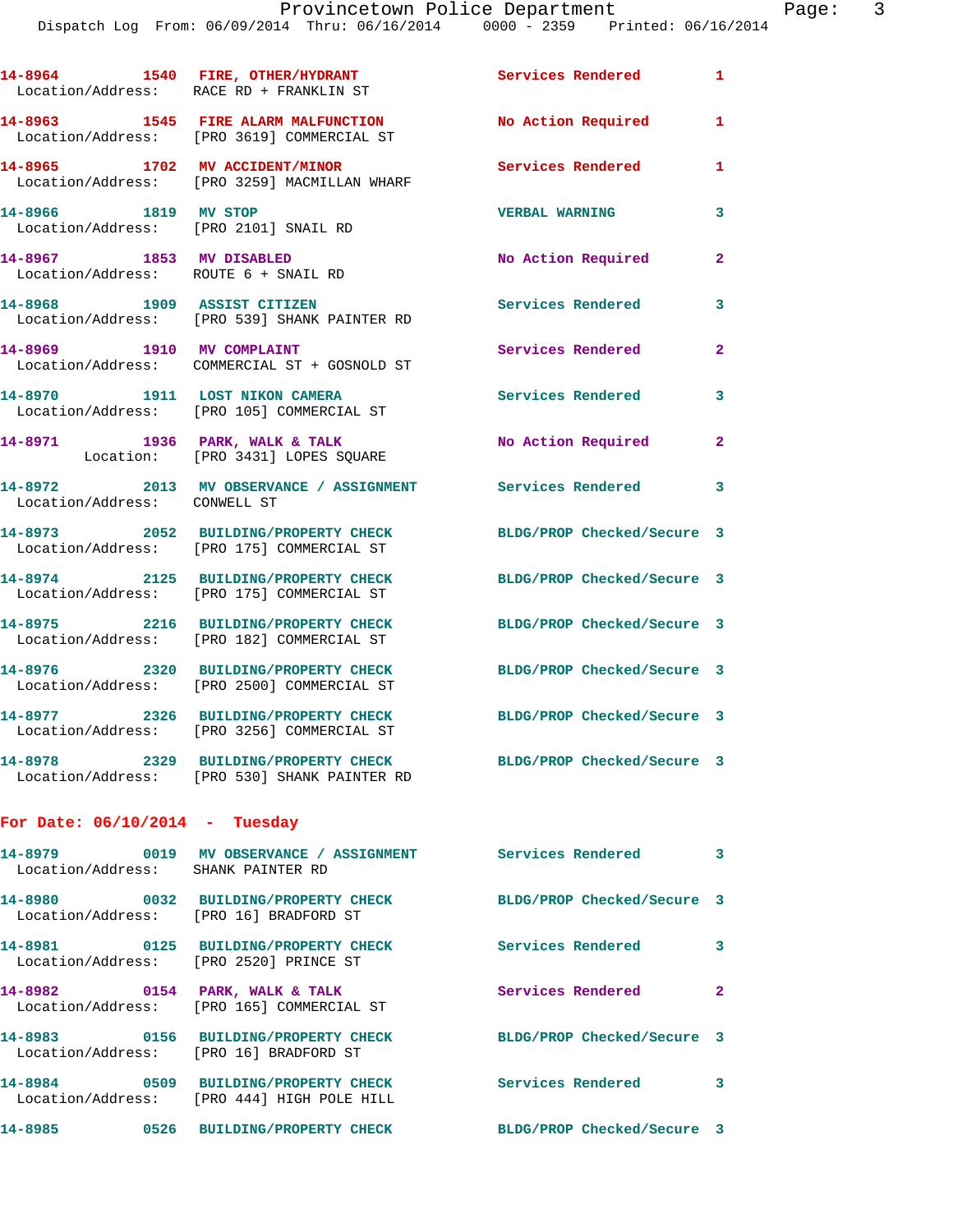**14-8964** 1540 **FIRE, OTHER/HYDRANT** Services Rendered 1
Location/Address: RACE RD + FRANKLIN ST

**14-8963** 1545 **FIRE ALARM MALFUNCTION** No Action Required 1
Location/Address: [PRO 3619] COMMERCIAL ST

**14-8965** 1702 **MV ACCIDENT/MINOR** Services Rendered 1
Location/Address: [PRO 3259] MACMILLAN WHARF

**14-8966** 1819 **MV STOP** VERBAL WARNING 3
Location/Address: [PRO 2101] SNAIL RD

**14-8967** 1853 **MV DISABLED** No Action Required 2
Location/Address: ROUTE 6 + SNAIL RD

**14-8968** 1909 **ASSIST CITIZEN** Services Rendered 3
Location/Address: [PRO 539] SHANK PAINTER RD

**14-8969** 1910 **MV COMPLAINT** Services Rendered 2
Location/Address: COMMERCIAL ST + GOSNOLD ST

**14-8970** 1911 **LOST NIKON CAMERA** Services Rendered 3
Location/Address: [PRO 105] COMMERCIAL ST

**14-8971** 1936 **PARK, WALK & TALK** No Action Required 2
Location: [PRO 3431] LOPES SQUARE

**14-8972** 2013 **MV OBSERVANCE / ASSIGNMENT** Services Rendered 3
Location/Address: CONWELL ST

**14-8973** 2052 **BUILDING/PROPERTY CHECK** BLDG/PROP Checked/Secure 3
Location/Address: [PRO 175] COMMERCIAL ST

**14-8974** 2125 **BUILDING/PROPERTY CHECK** BLDG/PROP Checked/Secure 3
Location/Address: [PRO 175] COMMERCIAL ST

**14-8975** 2216 **BUILDING/PROPERTY CHECK** BLDG/PROP Checked/Secure 3
Location/Address: [PRO 182] COMMERCIAL ST

**14-8976** 2320 **BUILDING/PROPERTY CHECK** BLDG/PROP Checked/Secure 3
Location/Address: [PRO 2500] COMMERCIAL ST

**14-8977** 2326 **BUILDING/PROPERTY CHECK** BLDG/PROP Checked/Secure 3
Location/Address: [PRO 3256] COMMERCIAL ST

**14-8978** 2329 **BUILDING/PROPERTY CHECK** BLDG/PROP Checked/Secure 3
Location/Address: [PRO 530] SHANK PAINTER RD

## For Date: 06/10/2014 - Tuesday

**14-8979** 0019 **MV OBSERVANCE / ASSIGNMENT** Services Rendered 3
Location/Address: SHANK PAINTER RD

**14-8980** 0032 **BUILDING/PROPERTY CHECK** BLDG/PROP Checked/Secure 3
Location/Address: [PRO 16] BRADFORD ST

**14-8981** 0125 **BUILDING/PROPERTY CHECK** Services Rendered 3
Location/Address: [PRO 2520] PRINCE ST

**14-8982** 0154 **PARK, WALK & TALK** Services Rendered 2
Location/Address: [PRO 165] COMMERCIAL ST

**14-8983** 0156 **BUILDING/PROPERTY CHECK** BLDG/PROP Checked/Secure 3
Location/Address: [PRO 16] BRADFORD ST

**14-8984** 0509 **BUILDING/PROPERTY CHECK** Services Rendered 3
Location/Address: [PRO 444] HIGH POLE HILL

**14-8985** 0526 **BUILDING/PROPERTY CHECK** BLDG/PROP Checked/Secure 3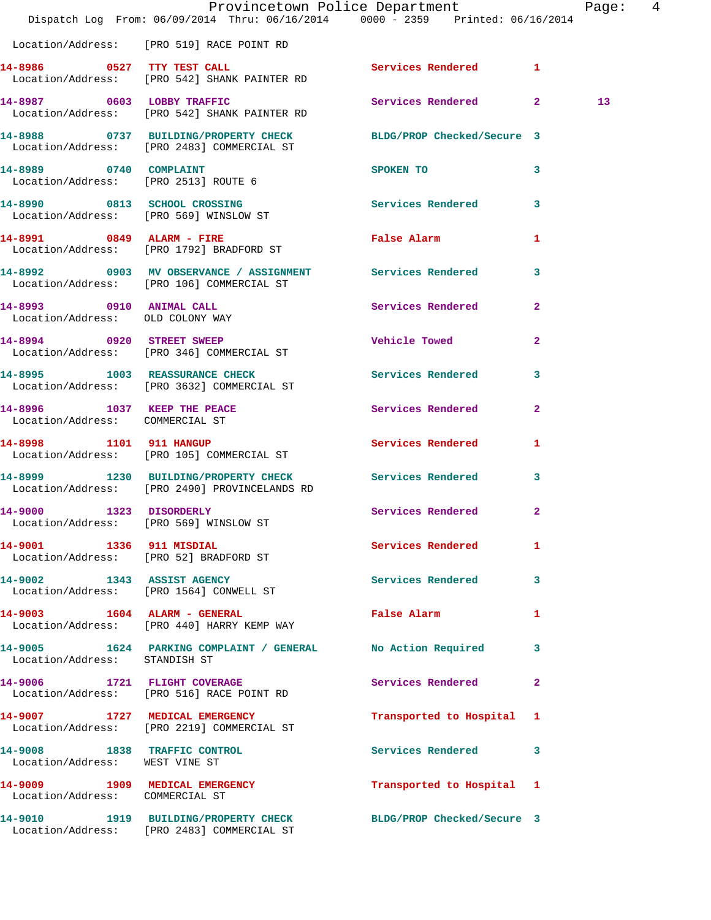Location/Address: [PRO 519] RACE POINT RD

| Call # | Time | Call Type | Action | Priority | |
|---|---|---|---|---|---|
| 14-8986 | 0527 | TTY TEST CALL | Services Rendered | 1 | |
| | | Location/Address: [PRO 542] SHANK PAINTER RD | | | |
| 14-8987 | 0603 | LOBBY TRAFFIC | Services Rendered | 2 | 13 |
| | | Location/Address: [PRO 542] SHANK PAINTER RD | | | |
| 14-8988 | 0737 | BUILDING/PROPERTY CHECK | BLDG/PROP Checked/Secure | 3 | |
| | | Location/Address: [PRO 2483] COMMERCIAL ST | | | |
| 14-8989 | 0740 | COMPLAINT | SPOKEN TO | 3 | |
| | | Location/Address: [PRO 2513] ROUTE 6 | | | |
| 14-8990 | 0813 | SCHOOL CROSSING | Services Rendered | 3 | |
| | | Location/Address: [PRO 569] WINSLOW ST | | | |
| 14-8991 | 0849 | ALARM - FIRE | False Alarm | 1 | |
| | | Location/Address: [PRO 1792] BRADFORD ST | | | |
| 14-8992 | 0903 | MV OBSERVANCE / ASSIGNMENT | Services Rendered | 3 | |
| | | Location/Address: [PRO 106] COMMERCIAL ST | | | |
| 14-8993 | 0910 | ANIMAL CALL | Services Rendered | 2 | |
| | | Location/Address: OLD COLONY WAY | | | |
| 14-8994 | 0920 | STREET SWEEP | Vehicle Towed | 2 | |
| | | Location/Address: [PRO 346] COMMERCIAL ST | | | |
| 14-8995 | 1003 | REASSURANCE CHECK | Services Rendered | 3 | |
| | | Location/Address: [PRO 3632] COMMERCIAL ST | | | |
| 14-8996 | 1037 | KEEP THE PEACE | Services Rendered | 2 | |
| | | Location/Address: COMMERCIAL ST | | | |
| 14-8998 | 1101 | 911 HANGUP | Services Rendered | 1 | |
| | | Location/Address: [PRO 105] COMMERCIAL ST | | | |
| 14-8999 | 1230 | BUILDING/PROPERTY CHECK | Services Rendered | 3 | |
| | | Location/Address: [PRO 2490] PROVINCELANDS RD | | | |
| 14-9000 | 1323 | DISORDERLY | Services Rendered | 2 | |
| | | Location/Address: [PRO 569] WINSLOW ST | | | |
| 14-9001 | 1336 | 911 MISDIAL | Services Rendered | 1 | |
| | | Location/Address: [PRO 52] BRADFORD ST | | | |
| 14-9002 | 1343 | ASSIST AGENCY | Services Rendered | 3 | |
| | | Location/Address: [PRO 1564] CONWELL ST | | | |
| 14-9003 | 1604 | ALARM - GENERAL | False Alarm | 1 | |
| | | Location/Address: [PRO 440] HARRY KEMP WAY | | | |
| 14-9005 | 1624 | PARKING COMPLAINT / GENERAL | No Action Required | 3 | |
| | | Location/Address: STANDISH ST | | | |
| 14-9006 | 1721 | FLIGHT COVERAGE | Services Rendered | 2 | |
| | | Location/Address: [PRO 516] RACE POINT RD | | | |
| 14-9007 | 1727 | MEDICAL EMERGENCY | Transported to Hospital | 1 | |
| | | Location/Address: [PRO 2219] COMMERCIAL ST | | | |
| 14-9008 | 1838 | TRAFFIC CONTROL | Services Rendered | 3 | |
| | | Location/Address: WEST VINE ST | | | |
| 14-9009 | 1909 | MEDICAL EMERGENCY | Transported to Hospital | 1 | |
| | | Location/Address: COMMERCIAL ST | | | |
| 14-9010 | 1919 | BUILDING/PROPERTY CHECK | BLDG/PROP Checked/Secure | 3 | |
| | | Location/Address: [PRO 2483] COMMERCIAL ST | | | |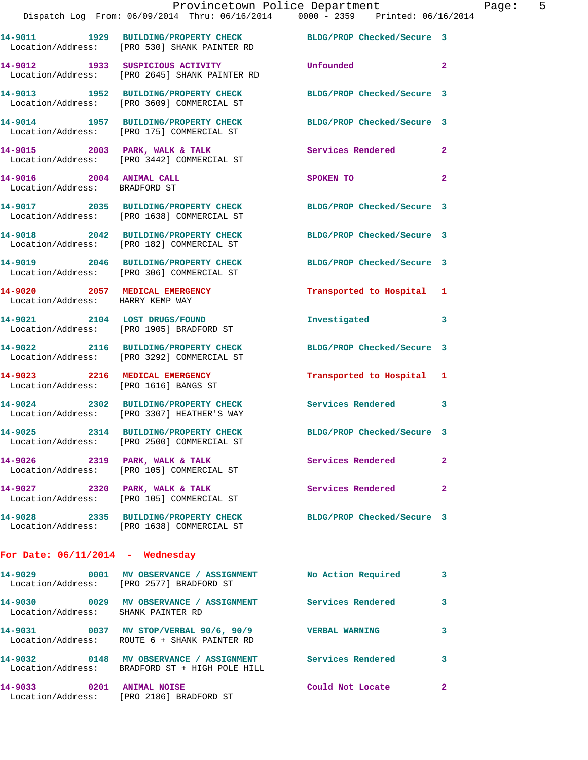14-9011 1929 BUILDING/PROPERTY CHECK BLDG/PROP Checked/Secure 3
Location/Address: [PRO 530] SHANK PAINTER RD

14-9012 1933 SUSPICIOUS ACTIVITY Unfounded 2
Location/Address: [PRO 2645] SHANK PAINTER RD

14-9013 1952 BUILDING/PROPERTY CHECK BLDG/PROP Checked/Secure 3
Location/Address: [PRO 3609] COMMERCIAL ST

14-9014 1957 BUILDING/PROPERTY CHECK BLDG/PROP Checked/Secure 3
Location/Address: [PRO 175] COMMERCIAL ST

14-9015 2003 PARK, WALK & TALK Services Rendered 2
Location/Address: [PRO 3442] COMMERCIAL ST

14-9016 2004 ANIMAL CALL SPOKEN TO 2
Location/Address: BRADFORD ST

14-9017 2035 BUILDING/PROPERTY CHECK BLDG/PROP Checked/Secure 3
Location/Address: [PRO 1638] COMMERCIAL ST

14-9018 2042 BUILDING/PROPERTY CHECK BLDG/PROP Checked/Secure 3
Location/Address: [PRO 182] COMMERCIAL ST

14-9019 2046 BUILDING/PROPERTY CHECK BLDG/PROP Checked/Secure 3
Location/Address: [PRO 306] COMMERCIAL ST

14-9020 2057 MEDICAL EMERGENCY Transported to Hospital 1
Location/Address: HARRY KEMP WAY

14-9021 2104 LOST DRUGS/FOUND Investigated 3
Location/Address: [PRO 1905] BRADFORD ST

14-9022 2116 BUILDING/PROPERTY CHECK BLDG/PROP Checked/Secure 3
Location/Address: [PRO 3292] COMMERCIAL ST

14-9023 2216 MEDICAL EMERGENCY Transported to Hospital 1
Location/Address: [PRO 1616] BANGS ST

14-9024 2302 BUILDING/PROPERTY CHECK Services Rendered 3
Location/Address: [PRO 3307] HEATHER'S WAY

14-9025 2314 BUILDING/PROPERTY CHECK BLDG/PROP Checked/Secure 3
Location/Address: [PRO 2500] COMMERCIAL ST

14-9026 2319 PARK, WALK & TALK Services Rendered 2
Location/Address: [PRO 105] COMMERCIAL ST

14-9027 2320 PARK, WALK & TALK Services Rendered 2
Location/Address: [PRO 105] COMMERCIAL ST

14-9028 2335 BUILDING/PROPERTY CHECK BLDG/PROP Checked/Secure 3
Location/Address: [PRO 1638] COMMERCIAL ST

**For Date: 06/11/2014 - Wednesday**

14-9029 0001 MV OBSERVANCE / ASSIGNMENT No Action Required 3
Location/Address: [PRO 2577] BRADFORD ST

14-9030 0029 MV OBSERVANCE / ASSIGNMENT Services Rendered 3
Location/Address: SHANK PAINTER RD

14-9031 0037 MV STOP/VERBAL 90/6, 90/9 VERBAL WARNING 3
Location/Address: ROUTE 6 + SHANK PAINTER RD

14-9032 0148 MV OBSERVANCE / ASSIGNMENT Services Rendered 3
Location/Address: BRADFORD ST + HIGH POLE HILL

14-9033 0201 ANIMAL NOISE Could Not Locate 2
Location/Address: [PRO 2186] BRADFORD ST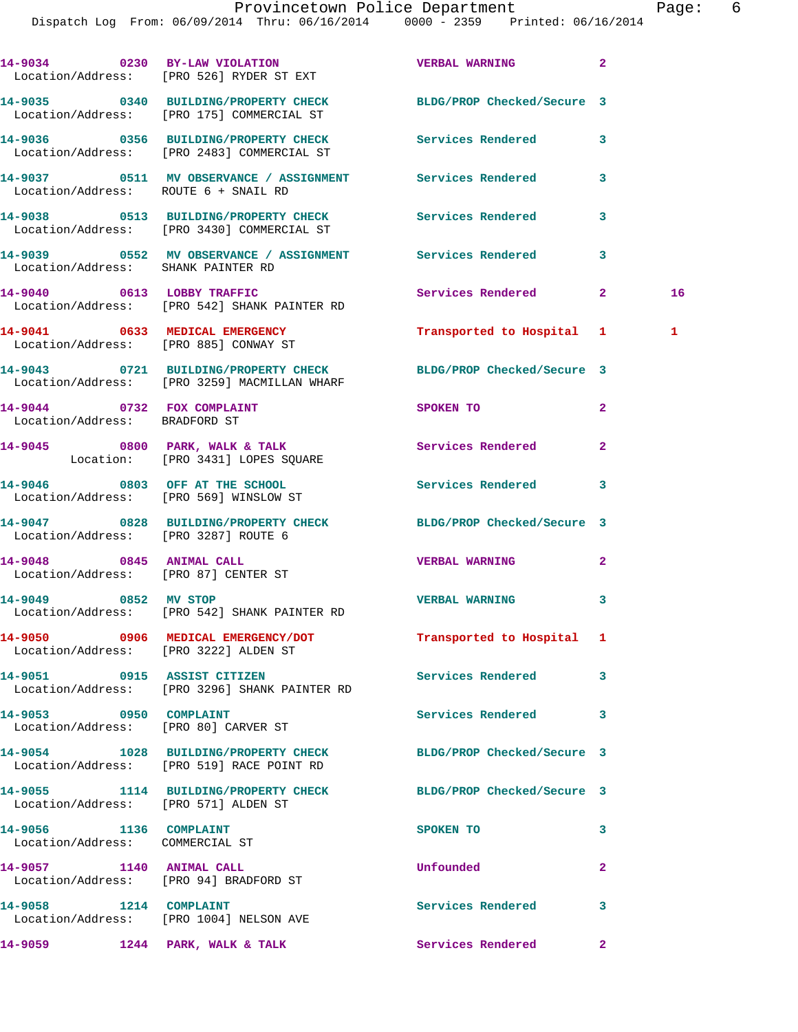14-9034 0230 BY-LAW VIOLATION VERBAL WARNING 2
Location/Address: [PRO 526] RYDER ST EXT

14-9035 0340 BUILDING/PROPERTY CHECK BLDG/PROP Checked/Secure 3
Location/Address: [PRO 175] COMMERCIAL ST

14-9036 0356 BUILDING/PROPERTY CHECK Services Rendered 3
Location/Address: [PRO 2483] COMMERCIAL ST

14-9037 0511 MV OBSERVANCE / ASSIGNMENT Services Rendered 3
Location/Address: ROUTE 6 + SNAIL RD

14-9038 0513 BUILDING/PROPERTY CHECK Services Rendered 3
Location/Address: [PRO 3430] COMMERCIAL ST

14-9039 0552 MV OBSERVANCE / ASSIGNMENT Services Rendered 3
Location/Address: SHANK PAINTER RD

14-9040 0613 LOBBY TRAFFIC Services Rendered 2 16
Location/Address: [PRO 542] SHANK PAINTER RD

14-9041 0633 MEDICAL EMERGENCY Transported to Hospital 1 1
Location/Address: [PRO 885] CONWAY ST

14-9043 0721 BUILDING/PROPERTY CHECK BLDG/PROP Checked/Secure 3
Location/Address: [PRO 3259] MACMILLAN WHARF

14-9044 0732 FOX COMPLAINT SPOKEN TO 2
Location/Address: BRADFORD ST

14-9045 0800 PARK, WALK & TALK Services Rendered 2
Location: [PRO 3431] LOPES SQUARE

14-9046 0803 OFF AT THE SCHOOL Services Rendered 3
Location/Address: [PRO 569] WINSLOW ST

14-9047 0828 BUILDING/PROPERTY CHECK BLDG/PROP Checked/Secure 3
Location/Address: [PRO 3287] ROUTE 6

14-9048 0845 ANIMAL CALL VERBAL WARNING 2
Location/Address: [PRO 87] CENTER ST

14-9049 0852 MV STOP VERBAL WARNING 3
Location/Address: [PRO 542] SHANK PAINTER RD

14-9050 0906 MEDICAL EMERGENCY/DOT Transported to Hospital 1
Location/Address: [PRO 3222] ALDEN ST

14-9051 0915 ASSIST CITIZEN Services Rendered 3
Location/Address: [PRO 3296] SHANK PAINTER RD

14-9053 0950 COMPLAINT Services Rendered 3
Location/Address: [PRO 80] CARVER ST

14-9054 1028 BUILDING/PROPERTY CHECK BLDG/PROP Checked/Secure 3
Location/Address: [PRO 519] RACE POINT RD

14-9055 1114 BUILDING/PROPERTY CHECK BLDG/PROP Checked/Secure 3
Location/Address: [PRO 571] ALDEN ST

14-9056 1136 COMPLAINT SPOKEN TO 3
Location/Address: COMMERCIAL ST

14-9057 1140 ANIMAL CALL Unfounded 2
Location/Address: [PRO 94] BRADFORD ST

14-9058 1214 COMPLAINT Services Rendered 3
Location/Address: [PRO 1004] NELSON AVE

14-9059 1244 PARK, WALK & TALK Services Rendered 2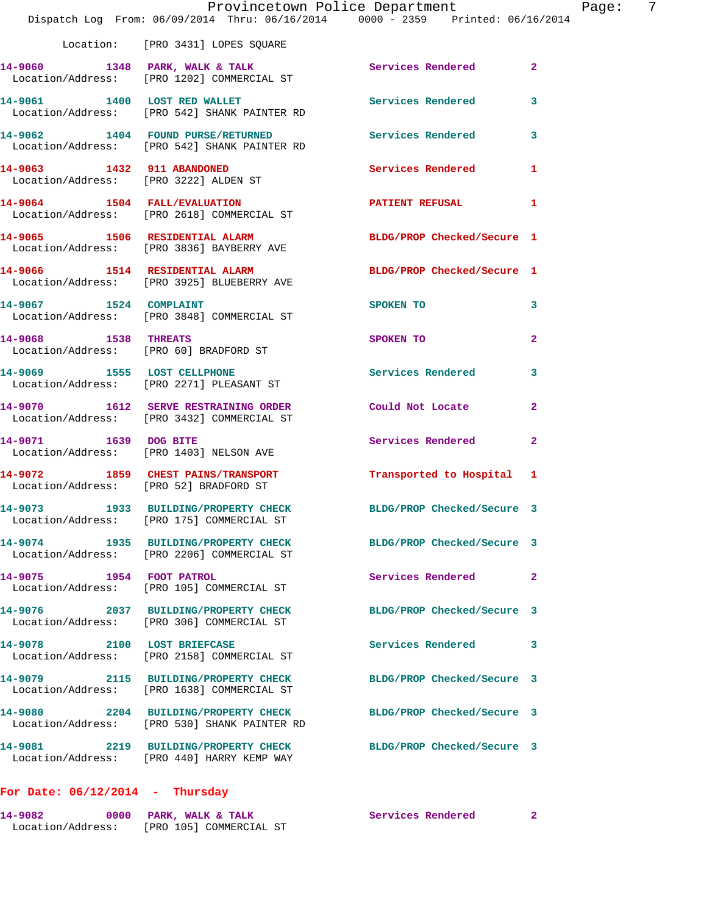Location: [PRO 3431] LOPES SQUARE

| Call Number | Time | Call Reason | Action | Priority |
|---|---|---|---|---|
| 14-9060 | 1348 | PARK, WALK & TALK | Services Rendered | 2 |
| | | Location/Address: [PRO 1202] COMMERCIAL ST | | |
| 14-9061 | 1400 | LOST RED WALLET | Services Rendered | 3 |
| | | Location/Address: [PRO 542] SHANK PAINTER RD | | |
| 14-9062 | 1404 | FOUND PURSE/RETURNED | Services Rendered | 3 |
| | | Location/Address: [PRO 542] SHANK PAINTER RD | | |
| 14-9063 | 1432 | 911 ABANDONED | Services Rendered | 1 |
| | | Location/Address: [PRO 3222] ALDEN ST | | |
| 14-9064 | 1504 | FALL/EVALUATION | PATIENT REFUSAL | 1 |
| | | Location/Address: [PRO 2618] COMMERCIAL ST | | |
| 14-9065 | 1506 | RESIDENTIAL ALARM | BLDG/PROP Checked/Secure | 1 |
| | | Location/Address: [PRO 3836] BAYBERRY AVE | | |
| 14-9066 | 1514 | RESIDENTIAL ALARM | BLDG/PROP Checked/Secure | 1 |
| | | Location/Address: [PRO 3925] BLUEBERRY AVE | | |
| 14-9067 | 1524 | COMPLAINT | SPOKEN TO | 3 |
| | | Location/Address: [PRO 3848] COMMERCIAL ST | | |
| 14-9068 | 1538 | THREATS | SPOKEN TO | 2 |
| | | Location/Address: [PRO 60] BRADFORD ST | | |
| 14-9069 | 1555 | LOST CELLPHONE | Services Rendered | 3 |
| | | Location/Address: [PRO 2271] PLEASANT ST | | |
| 14-9070 | 1612 | SERVE RESTRAINING ORDER | Could Not Locate | 2 |
| | | Location/Address: [PRO 3432] COMMERCIAL ST | | |
| 14-9071 | 1639 | DOG BITE | Services Rendered | 2 |
| | | Location/Address: [PRO 1403] NELSON AVE | | |
| 14-9072 | 1859 | CHEST PAINS/TRANSPORT | Transported to Hospital | 1 |
| | | Location/Address: [PRO 52] BRADFORD ST | | |
| 14-9073 | 1933 | BUILDING/PROPERTY CHECK | BLDG/PROP Checked/Secure | 3 |
| | | Location/Address: [PRO 175] COMMERCIAL ST | | |
| 14-9074 | 1935 | BUILDING/PROPERTY CHECK | BLDG/PROP Checked/Secure | 3 |
| | | Location/Address: [PRO 2206] COMMERCIAL ST | | |
| 14-9075 | 1954 | FOOT PATROL | Services Rendered | 2 |
| | | Location/Address: [PRO 105] COMMERCIAL ST | | |
| 14-9076 | 2037 | BUILDING/PROPERTY CHECK | BLDG/PROP Checked/Secure | 3 |
| | | Location/Address: [PRO 306] COMMERCIAL ST | | |
| 14-9078 | 2100 | LOST BRIEFCASE | Services Rendered | 3 |
| | | Location/Address: [PRO 2158] COMMERCIAL ST | | |
| 14-9079 | 2115 | BUILDING/PROPERTY CHECK | BLDG/PROP Checked/Secure | 3 |
| | | Location/Address: [PRO 1638] COMMERCIAL ST | | |
| 14-9080 | 2204 | BUILDING/PROPERTY CHECK | BLDG/PROP Checked/Secure | 3 |
| | | Location/Address: [PRO 530] SHANK PAINTER RD | | |
| 14-9081 | 2219 | BUILDING/PROPERTY CHECK | BLDG/PROP Checked/Secure | 3 |
| | | Location/Address: [PRO 440] HARRY KEMP WAY | | |

## For Date: 06/12/2014 - Thursday

| Call Number | Time | Call Reason | Action | Priority |
|---|---|---|---|---|
| 14-9082 | 0000 | PARK, WALK & TALK | Services Rendered | 2 |
| | | Location/Address: [PRO 105] COMMERCIAL ST | | |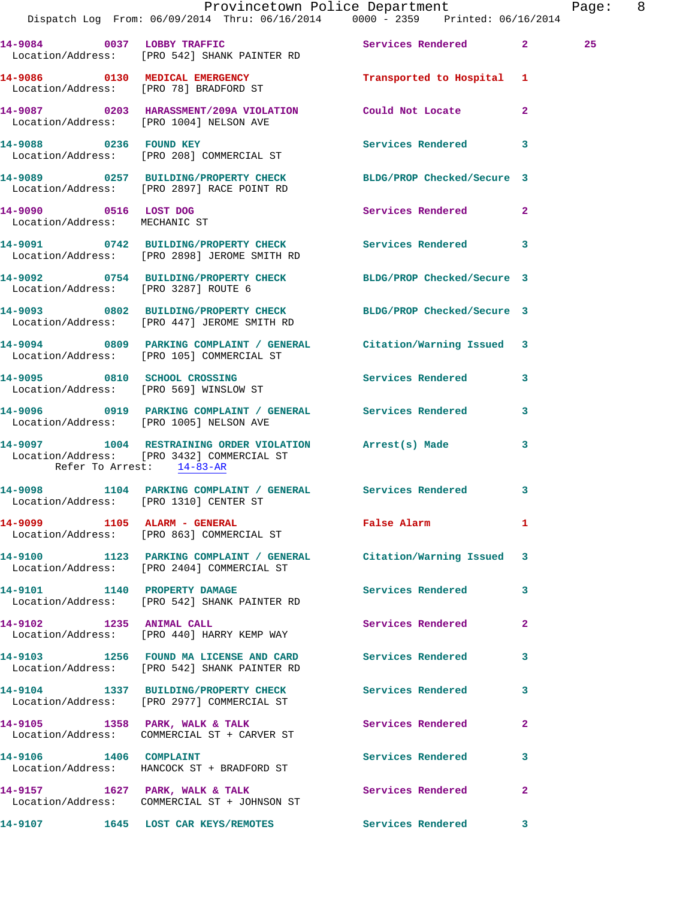14-9084 0037 LOBBY TRAFFIC Services Rendered 2 25
Location/Address: [PRO 542] SHANK PAINTER RD

14-9086 0130 MEDICAL EMERGENCY Transported to Hospital 1
Location/Address: [PRO 78] BRADFORD ST

14-9087 0203 HARASSMENT/209A VIOLATION Could Not Locate 2
Location/Address: [PRO 1004] NELSON AVE

14-9088 0236 FOUND KEY Services Rendered 3
Location/Address: [PRO 208] COMMERCIAL ST

14-9089 0257 BUILDING/PROPERTY CHECK BLDG/PROP Checked/Secure 3
Location/Address: [PRO 2897] RACE POINT RD

14-9090 0516 LOST DOG Services Rendered 2
Location/Address: MECHANIC ST

14-9091 0742 BUILDING/PROPERTY CHECK Services Rendered 3
Location/Address: [PRO 2898] JEROME SMITH RD

14-9092 0754 BUILDING/PROPERTY CHECK BLDG/PROP Checked/Secure 3
Location/Address: [PRO 3287] ROUTE 6

14-9093 0802 BUILDING/PROPERTY CHECK BLDG/PROP Checked/Secure 3
Location/Address: [PRO 447] JEROME SMITH RD

14-9094 0809 PARKING COMPLAINT / GENERAL Citation/Warning Issued 3
Location/Address: [PRO 105] COMMERCIAL ST

14-9095 0810 SCHOOL CROSSING Services Rendered 3
Location/Address: [PRO 569] WINSLOW ST

14-9096 0919 PARKING COMPLAINT / GENERAL Services Rendered 3
Location/Address: [PRO 1005] NELSON AVE

14-9097 1004 RESTRAINING ORDER VIOLATION Arrest(s) Made 3
Location/Address: [PRO 3432] COMMERCIAL ST
Refer To Arrest: 14-83-AR

14-9098 1104 PARKING COMPLAINT / GENERAL Services Rendered 3
Location/Address: [PRO 1310] CENTER ST

14-9099 1105 ALARM - GENERAL False Alarm 1
Location/Address: [PRO 863] COMMERCIAL ST

14-9100 1123 PARKING COMPLAINT / GENERAL Citation/Warning Issued 3
Location/Address: [PRO 2404] COMMERCIAL ST

14-9101 1140 PROPERTY DAMAGE Services Rendered 3
Location/Address: [PRO 542] SHANK PAINTER RD

14-9102 1235 ANIMAL CALL Services Rendered 2
Location/Address: [PRO 440] HARRY KEMP WAY

14-9103 1256 FOUND MA LICENSE AND CARD Services Rendered 3
Location/Address: [PRO 542] SHANK PAINTER RD

14-9104 1337 BUILDING/PROPERTY CHECK Services Rendered 3
Location/Address: [PRO 2977] COMMERCIAL ST

14-9105 1358 PARK, WALK & TALK Services Rendered 2
Location/Address: COMMERCIAL ST + CARVER ST

14-9106 1406 COMPLAINT Services Rendered 3
Location/Address: HANCOCK ST + BRADFORD ST

14-9157 1627 PARK, WALK & TALK Services Rendered 2
Location/Address: COMMERCIAL ST + JOHNSON ST

14-9107 1645 LOST CAR KEYS/REMOTES Services Rendered 3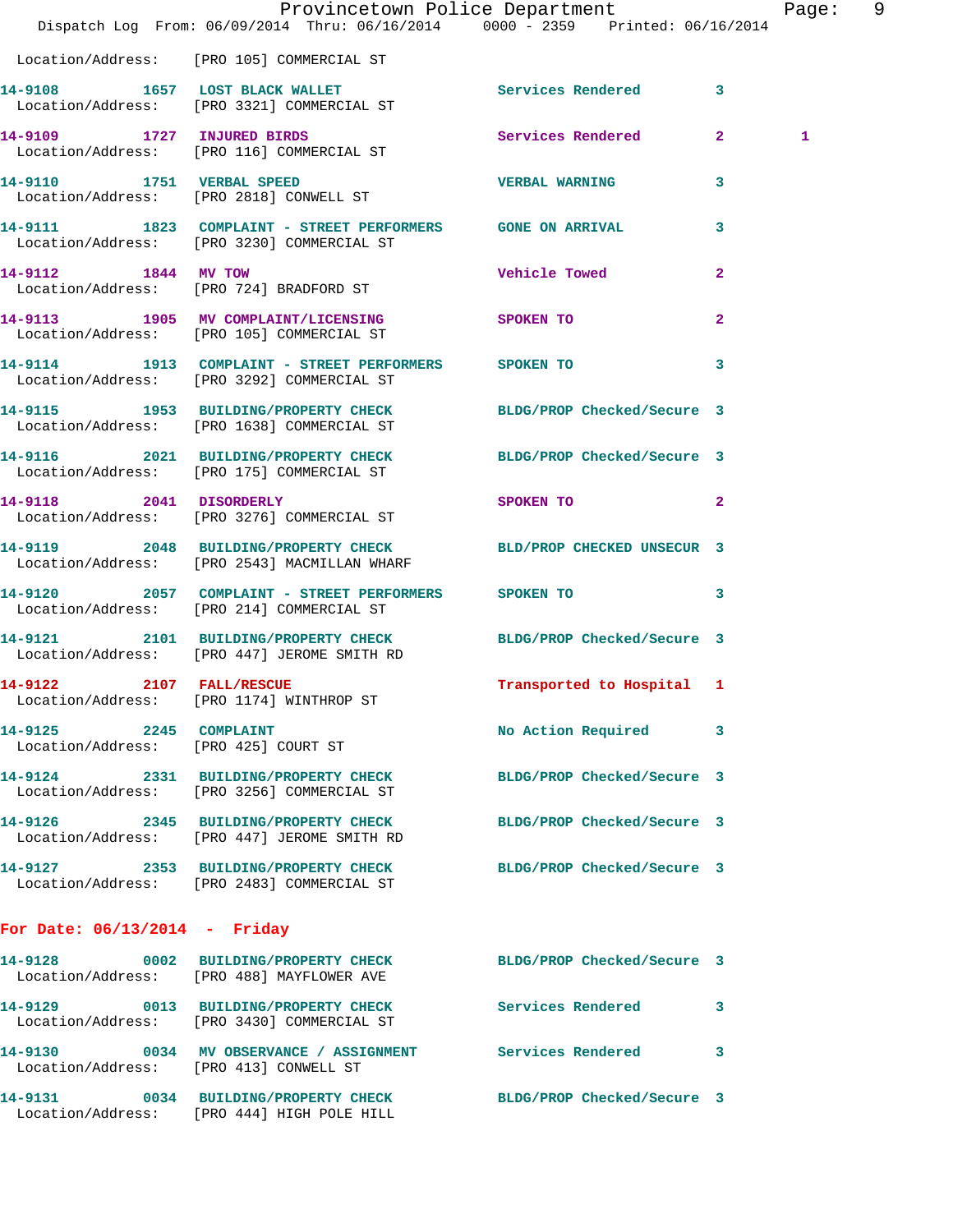Location/Address: [PRO 105] COMMERCIAL ST

| Call # | Time | Call Reason | Action | Priority | |
|---|---|---|---|---|---|
| 14-9108 | 1657 | LOST BLACK WALLET | Services Rendered | 3 | |
| | | Location/Address: [PRO 3321] COMMERCIAL ST | | | |
| 14-9109 | 1727 | INJURED BIRDS | Services Rendered | 2 | 1 |
| | | Location/Address: [PRO 116] COMMERCIAL ST | | | |
| 14-9110 | 1751 | VERBAL SPEED | VERBAL WARNING | 3 | |
| | | Location/Address: [PRO 2818] CONWELL ST | | | |
| 14-9111 | 1823 | COMPLAINT - STREET PERFORMERS | GONE ON ARRIVAL | 3 | |
| | | Location/Address: [PRO 3230] COMMERCIAL ST | | | |
| 14-9112 | 1844 | MV TOW | Vehicle Towed | 2 | |
| | | Location/Address: [PRO 724] BRADFORD ST | | | |
| 14-9113 | 1905 | MV COMPLAINT/LICENSING | SPOKEN TO | 2 | |
| | | Location/Address: [PRO 105] COMMERCIAL ST | | | |
| 14-9114 | 1913 | COMPLAINT - STREET PERFORMERS | SPOKEN TO | 3 | |
| | | Location/Address: [PRO 3292] COMMERCIAL ST | | | |
| 14-9115 | 1953 | BUILDING/PROPERTY CHECK | BLDG/PROP Checked/Secure | 3 | |
| | | Location/Address: [PRO 1638] COMMERCIAL ST | | | |
| 14-9116 | 2021 | BUILDING/PROPERTY CHECK | BLDG/PROP Checked/Secure | 3 | |
| | | Location/Address: [PRO 175] COMMERCIAL ST | | | |
| 14-9118 | 2041 | DISORDERLY | SPOKEN TO | 2 | |
| | | Location/Address: [PRO 3276] COMMERCIAL ST | | | |
| 14-9119 | 2048 | BUILDING/PROPERTY CHECK | BLD/PROP CHECKED UNSECUR | 3 | |
| | | Location/Address: [PRO 2543] MACMILLAN WHARF | | | |
| 14-9120 | 2057 | COMPLAINT - STREET PERFORMERS | SPOKEN TO | 3 | |
| | | Location/Address: [PRO 214] COMMERCIAL ST | | | |
| 14-9121 | 2101 | BUILDING/PROPERTY CHECK | BLDG/PROP Checked/Secure | 3 | |
| | | Location/Address: [PRO 447] JEROME SMITH RD | | | |
| 14-9122 | 2107 | FALL/RESCUE | Transported to Hospital | 1 | |
| | | Location/Address: [PRO 1174] WINTHROP ST | | | |
| 14-9125 | 2245 | COMPLAINT | No Action Required | 3 | |
| | | Location/Address: [PRO 425] COURT ST | | | |
| 14-9124 | 2331 | BUILDING/PROPERTY CHECK | BLDG/PROP Checked/Secure | 3 | |
| | | Location/Address: [PRO 3256] COMMERCIAL ST | | | |
| 14-9126 | 2345 | BUILDING/PROPERTY CHECK | BLDG/PROP Checked/Secure | 3 | |
| | | Location/Address: [PRO 447] JEROME SMITH RD | | | |
| 14-9127 | 2353 | BUILDING/PROPERTY CHECK | BLDG/PROP Checked/Secure | 3 | |
| | | Location/Address: [PRO 2483] COMMERCIAL ST | | | |

## For Date: 06/13/2014 - Friday

| Call # | Time | Call Reason | Action | Priority |
|---|---|---|---|---|
| 14-9128 | 0002 | BUILDING/PROPERTY CHECK | BLDG/PROP Checked/Secure | 3 |
| | | Location/Address: [PRO 488] MAYFLOWER AVE | | |
| 14-9129 | 0013 | BUILDING/PROPERTY CHECK | Services Rendered | 3 |
| | | Location/Address: [PRO 3430] COMMERCIAL ST | | |
| 14-9130 | 0034 | MV OBSERVANCE / ASSIGNMENT | Services Rendered | 3 |
| | | Location/Address: [PRO 413] CONWELL ST | | |
| 14-9131 | 0034 | BUILDING/PROPERTY CHECK | BLDG/PROP Checked/Secure | 3 |
| | | Location/Address: [PRO 444] HIGH POLE HILL | | |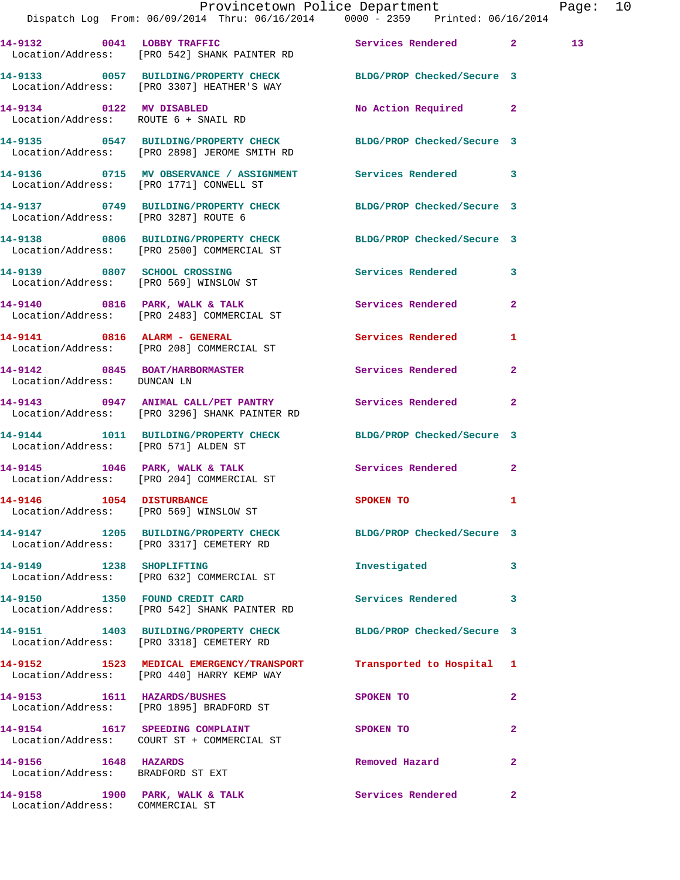14-9132 0041 LOBBY TRAFFIC Services Rendered 2 13
Location/Address: [PRO 542] SHANK PAINTER RD

14-9133 0057 BUILDING/PROPERTY CHECK BLDG/PROP Checked/Secure 3
Location/Address: [PRO 3307] HEATHER'S WAY

14-9134 0122 MV DISABLED No Action Required 2
Location/Address: ROUTE 6 + SNAIL RD

14-9135 0547 BUILDING/PROPERTY CHECK BLDG/PROP Checked/Secure 3
Location/Address: [PRO 2898] JEROME SMITH RD

14-9136 0715 MV OBSERVANCE / ASSIGNMENT Services Rendered 3
Location/Address: [PRO 1771] CONWELL ST

14-9137 0749 BUILDING/PROPERTY CHECK BLDG/PROP Checked/Secure 3
Location/Address: [PRO 3287] ROUTE 6

14-9138 0806 BUILDING/PROPERTY CHECK BLDG/PROP Checked/Secure 3
Location/Address: [PRO 2500] COMMERCIAL ST

14-9139 0807 SCHOOL CROSSING Services Rendered 3
Location/Address: [PRO 569] WINSLOW ST

14-9140 0816 PARK, WALK & TALK Services Rendered 2
Location/Address: [PRO 2483] COMMERCIAL ST

14-9141 0816 ALARM - GENERAL Services Rendered 1
Location/Address: [PRO 208] COMMERCIAL ST

14-9142 0845 BOAT/HARBORMASTER Services Rendered 2
Location/Address: DUNCAN LN

14-9143 0947 ANIMAL CALL/PET PANTRY Services Rendered 2
Location/Address: [PRO 3296] SHANK PAINTER RD

14-9144 1011 BUILDING/PROPERTY CHECK BLDG/PROP Checked/Secure 3
Location/Address: [PRO 571] ALDEN ST

14-9145 1046 PARK, WALK & TALK Services Rendered 2
Location/Address: [PRO 204] COMMERCIAL ST

14-9146 1054 DISTURBANCE SPOKEN TO 1
Location/Address: [PRO 569] WINSLOW ST

14-9147 1205 BUILDING/PROPERTY CHECK BLDG/PROP Checked/Secure 3
Location/Address: [PRO 3317] CEMETERY RD

14-9149 1238 SHOPLIFTING Investigated 3
Location/Address: [PRO 632] COMMERCIAL ST

14-9150 1350 FOUND CREDIT CARD Services Rendered 3
Location/Address: [PRO 542] SHANK PAINTER RD

14-9151 1403 BUILDING/PROPERTY CHECK BLDG/PROP Checked/Secure 3
Location/Address: [PRO 3318] CEMETERY RD

14-9152 1523 MEDICAL EMERGENCY/TRANSPORT Transported to Hospital 1
Location/Address: [PRO 440] HARRY KEMP WAY

14-9153 1611 HAZARDS/BUSHES SPOKEN TO 2
Location/Address: [PRO 1895] BRADFORD ST

14-9154 1617 SPEEDING COMPLAINT SPOKEN TO 2
Location/Address: COURT ST + COMMERCIAL ST

14-9156 1648 HAZARDS Removed Hazard 2
Location/Address: BRADFORD ST EXT

14-9158 1900 PARK, WALK & TALK Services Rendered 2
Location/Address: COMMERCIAL ST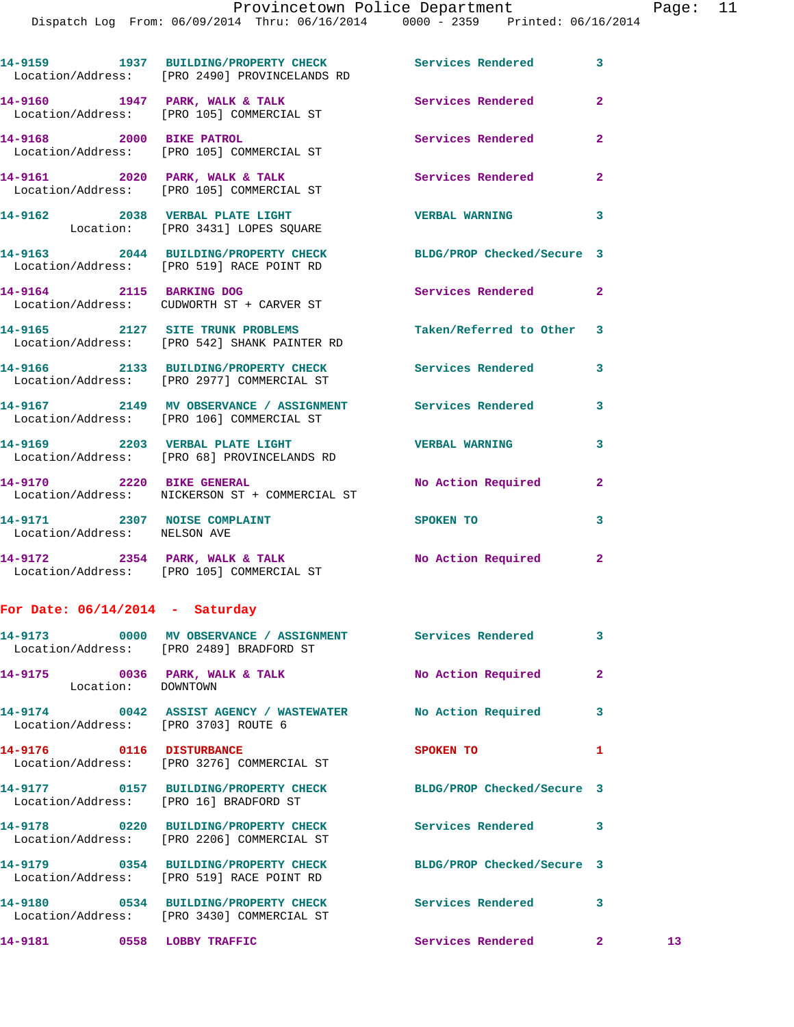14-9159 1937 BUILDING/PROPERTY CHECK Services Rendered 3
Location/Address: [PRO 2490] PROVINCELANDS RD

14-9160 1947 PARK, WALK & TALK Services Rendered 2
Location/Address: [PRO 105] COMMERCIAL ST

14-9168 2000 BIKE PATROL Services Rendered 2
Location/Address: [PRO 105] COMMERCIAL ST

14-9161 2020 PARK, WALK & TALK Services Rendered 2
Location/Address: [PRO 105] COMMERCIAL ST

14-9162 2038 VERBAL PLATE LIGHT VERBAL WARNING 3
Location: [PRO 3431] LOPES SQUARE

14-9163 2044 BUILDING/PROPERTY CHECK BLDG/PROP Checked/Secure 3
Location/Address: [PRO 519] RACE POINT RD

14-9164 2115 BARKING DOG Services Rendered 2
Location/Address: CUDWORTH ST + CARVER ST

14-9165 2127 SITE TRUNK PROBLEMS Taken/Referred to Other 3
Location/Address: [PRO 542] SHANK PAINTER RD

14-9166 2133 BUILDING/PROPERTY CHECK Services Rendered 3
Location/Address: [PRO 2977] COMMERCIAL ST

14-9167 2149 MV OBSERVANCE / ASSIGNMENT Services Rendered 3
Location/Address: [PRO 106] COMMERCIAL ST

14-9169 2203 VERBAL PLATE LIGHT VERBAL WARNING 3
Location/Address: [PRO 68] PROVINCELANDS RD

14-9170 2220 BIKE GENERAL No Action Required 2
Location/Address: NICKERSON ST + COMMERCIAL ST

14-9171 2307 NOISE COMPLAINT SPOKEN TO 3
Location/Address: NELSON AVE

14-9172 2354 PARK, WALK & TALK No Action Required 2
Location/Address: [PRO 105] COMMERCIAL ST

## For Date: 06/14/2014 - Saturday

14-9173 0000 MV OBSERVANCE / ASSIGNMENT Services Rendered 3
Location/Address: [PRO 2489] BRADFORD ST

14-9175 0036 PARK, WALK & TALK No Action Required 2
Location: DOWNTOWN

14-9174 0042 ASSIST AGENCY / WASTEWATER No Action Required 3
Location/Address: [PRO 3703] ROUTE 6

14-9176 0116 DISTURBANCE SPOKEN TO 1
Location/Address: [PRO 3276] COMMERCIAL ST

14-9177 0157 BUILDING/PROPERTY CHECK BLDG/PROP Checked/Secure 3
Location/Address: [PRO 16] BRADFORD ST

14-9178 0220 BUILDING/PROPERTY CHECK Services Rendered 3
Location/Address: [PRO 2206] COMMERCIAL ST

14-9179 0354 BUILDING/PROPERTY CHECK BLDG/PROP Checked/Secure 3
Location/Address: [PRO 519] RACE POINT RD

14-9180 0534 BUILDING/PROPERTY CHECK Services Rendered 3
Location/Address: [PRO 3430] COMMERCIAL ST

14-9181 0558 LOBBY TRAFFIC Services Rendered 2 13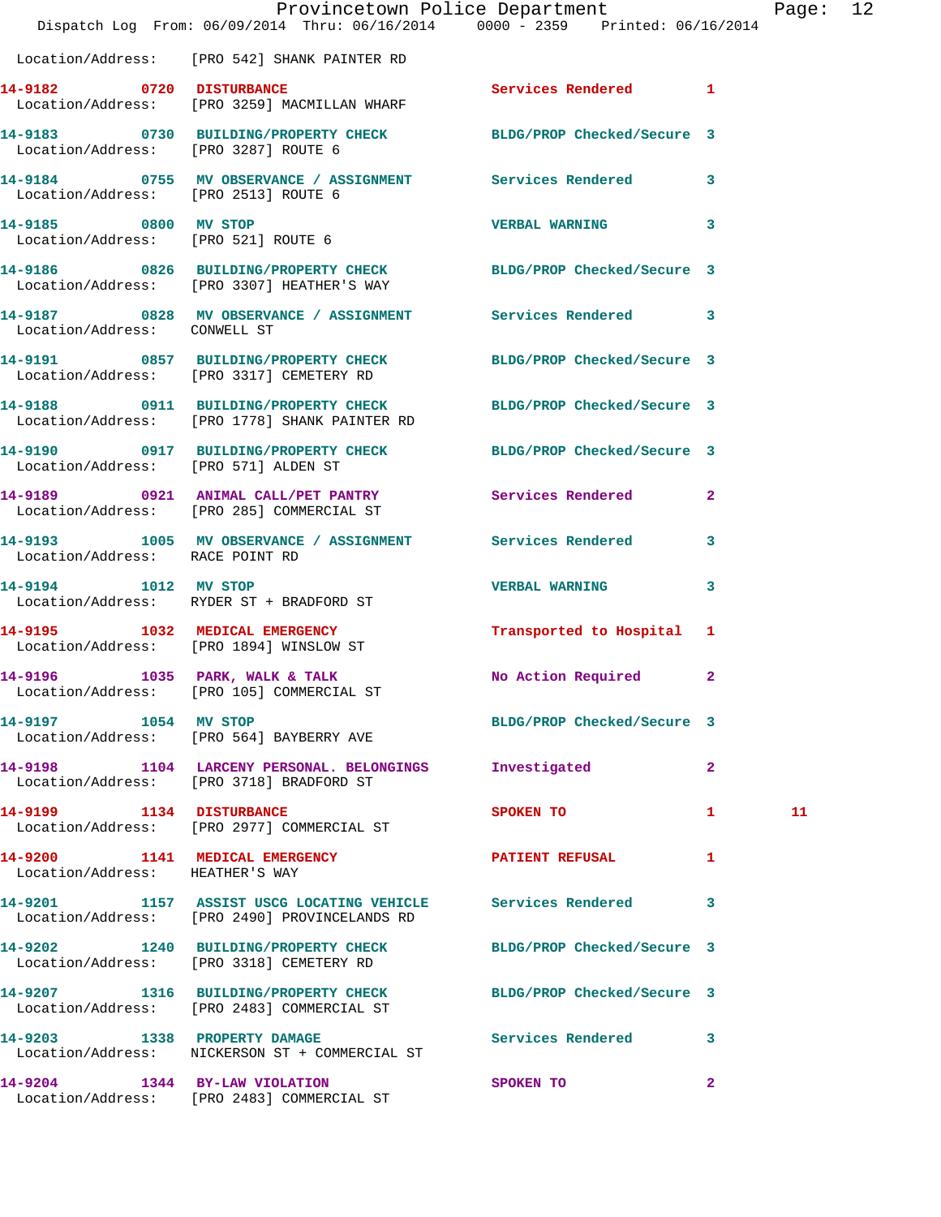Location/Address: [PRO 542] SHANK PAINTER RD

**14-9182 0720 DISTURBANCE** Services Rendered 1
Location/Address: [PRO 3259] MACMILLAN WHARF

**14-9183 0730 BUILDING/PROPERTY CHECK** BLDG/PROP Checked/Secure 3
Location/Address: [PRO 3287] ROUTE 6

**14-9184 0755 MV OBSERVANCE / ASSIGNMENT** Services Rendered 3
Location/Address: [PRO 2513] ROUTE 6

**14-9185 0800 MV STOP** VERBAL WARNING 3
Location/Address: [PRO 521] ROUTE 6

**14-9186 0826 BUILDING/PROPERTY CHECK** BLDG/PROP Checked/Secure 3
Location/Address: [PRO 3307] HEATHER'S WAY

**14-9187 0828 MV OBSERVANCE / ASSIGNMENT** Services Rendered 3
Location/Address: CONWELL ST

**14-9191 0857 BUILDING/PROPERTY CHECK** BLDG/PROP Checked/Secure 3
Location/Address: [PRO 3317] CEMETERY RD

**14-9188 0911 BUILDING/PROPERTY CHECK** BLDG/PROP Checked/Secure 3
Location/Address: [PRO 1778] SHANK PAINTER RD

**14-9190 0917 BUILDING/PROPERTY CHECK** BLDG/PROP Checked/Secure 3
Location/Address: [PRO 571] ALDEN ST

**14-9189 0921 ANIMAL CALL/PET PANTRY** Services Rendered 2
Location/Address: [PRO 285] COMMERCIAL ST

**14-9193 1005 MV OBSERVANCE / ASSIGNMENT** Services Rendered 3
Location/Address: RACE POINT RD

**14-9194 1012 MV STOP** VERBAL WARNING 3
Location/Address: RYDER ST + BRADFORD ST

**14-9195 1032 MEDICAL EMERGENCY** Transported to Hospital 1
Location/Address: [PRO 1894] WINSLOW ST

**14-9196 1035 PARK, WALK & TALK** No Action Required 2
Location/Address: [PRO 105] COMMERCIAL ST

**14-9197 1054 MV STOP** BLDG/PROP Checked/Secure 3
Location/Address: [PRO 564] BAYBERRY AVE

**14-9198 1104 LARCENY PERSONAL. BELONGINGS** Investigated 2
Location/Address: [PRO 3718] BRADFORD ST

**14-9199 1134 DISTURBANCE** SPOKEN TO 1 11
Location/Address: [PRO 2977] COMMERCIAL ST

**14-9200 1141 MEDICAL EMERGENCY** PATIENT REFUSAL 1
Location/Address: HEATHER'S WAY

**14-9201 1157 ASSIST USCG LOCATING VEHICLE** Services Rendered 3
Location/Address: [PRO 2490] PROVINCELANDS RD

**14-9202 1240 BUILDING/PROPERTY CHECK** BLDG/PROP Checked/Secure 3
Location/Address: [PRO 3318] CEMETERY RD

**14-9207 1316 BUILDING/PROPERTY CHECK** BLDG/PROP Checked/Secure 3
Location/Address: [PRO 2483] COMMERCIAL ST

**14-9203 1338 PROPERTY DAMAGE** Services Rendered 3
Location/Address: NICKERSON ST + COMMERCIAL ST

**14-9204 1344 BY-LAW VIOLATION** SPOKEN TO 2
Location/Address: [PRO 2483] COMMERCIAL ST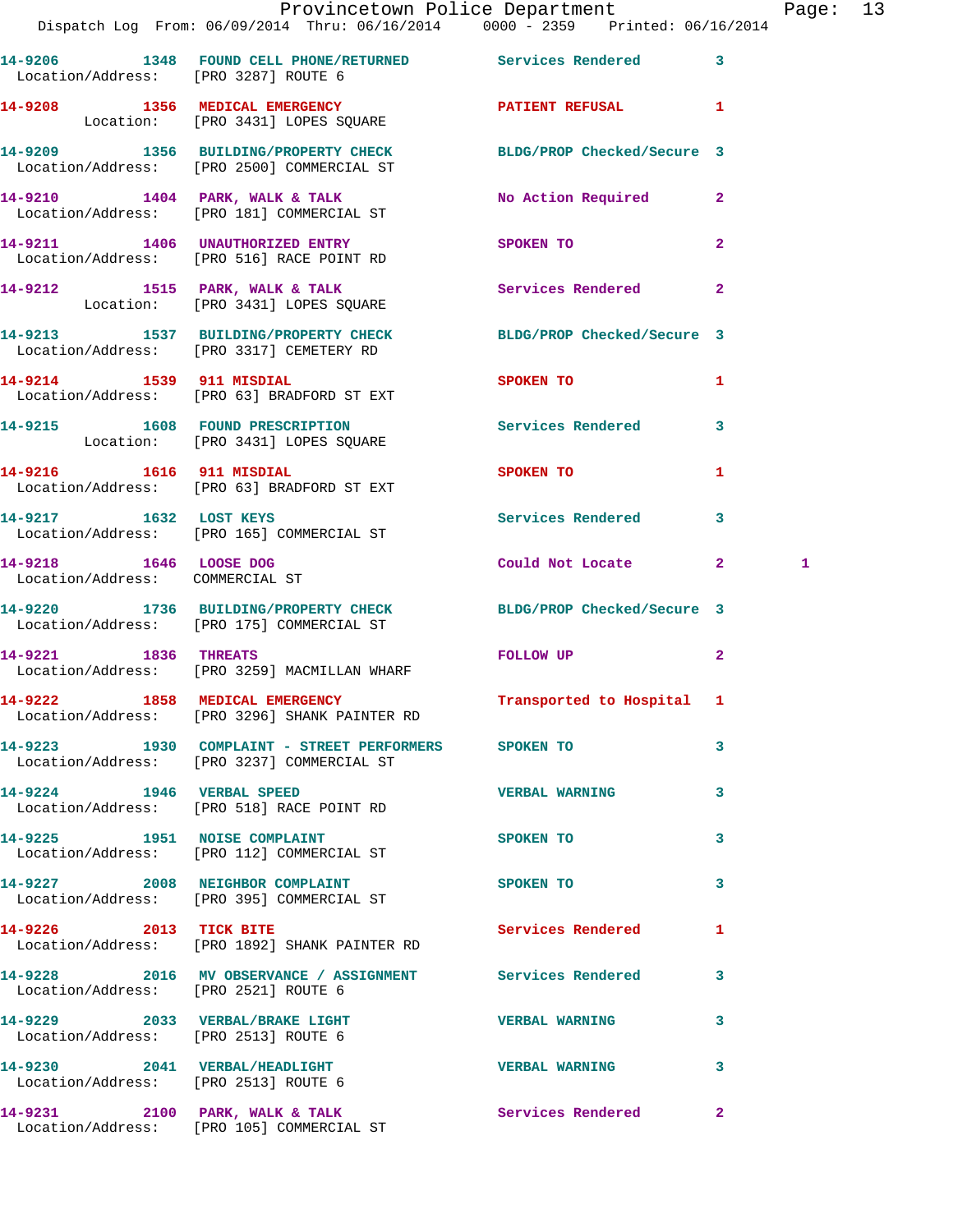14-9206 1348 FOUND CELL PHONE/RETURNED Services Rendered 3
Location/Address: [PRO 3287] ROUTE 6

14-9208 1356 MEDICAL EMERGENCY PATIENT REFUSAL 1
Location: [PRO 3431] LOPES SQUARE

14-9209 1356 BUILDING/PROPERTY CHECK BLDG/PROP Checked/Secure 3
Location/Address: [PRO 2500] COMMERCIAL ST

14-9210 1404 PARK, WALK & TALK No Action Required 2
Location/Address: [PRO 181] COMMERCIAL ST

14-9211 1406 UNAUTHORIZED ENTRY SPOKEN TO 2
Location/Address: [PRO 516] RACE POINT RD

14-9212 1515 PARK, WALK & TALK Services Rendered 2
Location: [PRO 3431] LOPES SQUARE

14-9213 1537 BUILDING/PROPERTY CHECK BLDG/PROP Checked/Secure 3
Location/Address: [PRO 3317] CEMETERY RD

14-9214 1539 911 MISDIAL SPOKEN TO 1
Location/Address: [PRO 63] BRADFORD ST EXT

14-9215 1608 FOUND PRESCRIPTION Services Rendered 3
Location: [PRO 3431] LOPES SQUARE

14-9216 1616 911 MISDIAL SPOKEN TO 1
Location/Address: [PRO 63] BRADFORD ST EXT

14-9217 1632 LOST KEYS Services Rendered 3
Location/Address: [PRO 165] COMMERCIAL ST

14-9218 1646 LOOSE DOG Could Not Locate 2 1
Location/Address: COMMERCIAL ST

14-9220 1736 BUILDING/PROPERTY CHECK BLDG/PROP Checked/Secure 3
Location/Address: [PRO 175] COMMERCIAL ST

14-9221 1836 THREATS FOLLOW UP 2
Location/Address: [PRO 3259] MACMILLAN WHARF

14-9222 1858 MEDICAL EMERGENCY Transported to Hospital 1
Location/Address: [PRO 3296] SHANK PAINTER RD

14-9223 1930 COMPLAINT - STREET PERFORMERS SPOKEN TO 3
Location/Address: [PRO 3237] COMMERCIAL ST

14-9224 1946 VERBAL SPEED VERBAL WARNING 3
Location/Address: [PRO 518] RACE POINT RD

14-9225 1951 NOISE COMPLAINT SPOKEN TO 3
Location/Address: [PRO 112] COMMERCIAL ST

14-9227 2008 NEIGHBOR COMPLAINT SPOKEN TO 3
Location/Address: [PRO 395] COMMERCIAL ST

14-9226 2013 TICK BITE Services Rendered 1
Location/Address: [PRO 1892] SHANK PAINTER RD

14-9228 2016 MV OBSERVANCE / ASSIGNMENT Services Rendered 3
Location/Address: [PRO 2521] ROUTE 6

14-9229 2033 VERBAL/BRAKE LIGHT VERBAL WARNING 3
Location/Address: [PRO 2513] ROUTE 6

14-9230 2041 VERBAL/HEADLIGHT VERBAL WARNING 3
Location/Address: [PRO 2513] ROUTE 6

14-9231 2100 PARK, WALK & TALK Services Rendered 2
Location/Address: [PRO 105] COMMERCIAL ST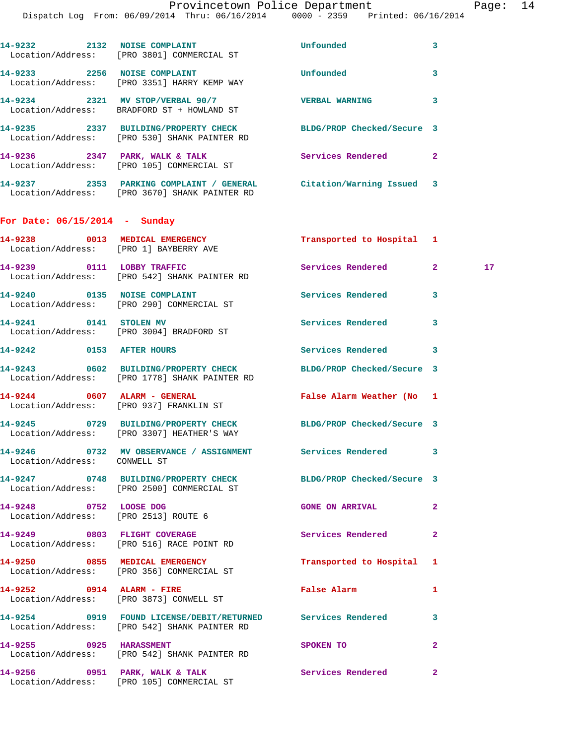```
14-9232        2132  NOISE COMPLAINT                  Unfounded                3
  Location/Address:    [PRO 3801] COMMERCIAL ST

14-9233        2256  NOISE COMPLAINT                  Unfounded                3
  Location/Address:    [PRO 3351] HARRY KEMP WAY

14-9234        2321  MV STOP/VERBAL 90/7              VERBAL WARNING           3
  Location/Address:    BRADFORD ST + HOWLAND ST

14-9235        2337  BUILDING/PROPERTY CHECK          BLDG/PROP Checked/Secure 3
  Location/Address:    [PRO 530] SHANK PAINTER RD

14-9236        2347  PARK, WALK & TALK                Services Rendered        2
  Location/Address:    [PRO 105] COMMERCIAL ST

14-9237        2353  PARKING COMPLAINT / GENERAL      Citation/Warning Issued  3
  Location/Address:    [PRO 3670] SHANK PAINTER RD
```

**For Date: 06/15/2014 - Sunday**

```
14-9238        0013  MEDICAL EMERGENCY                Transported to Hospital  1
  Location/Address:    [PRO 1] BAYBERRY AVE

14-9239        0111  LOBBY TRAFFIC                    Services Rendered        2        17
  Location/Address:    [PRO 542] SHANK PAINTER RD

14-9240        0135  NOISE COMPLAINT                  Services Rendered        3
  Location/Address:    [PRO 290] COMMERCIAL ST

14-9241        0141  STOLEN MV                        Services Rendered        3
  Location/Address:    [PRO 3004] BRADFORD ST

14-9242        0153  AFTER HOURS                      Services Rendered        3

14-9243        0602  BUILDING/PROPERTY CHECK          BLDG/PROP Checked/Secure 3
  Location/Address:    [PRO 1778] SHANK PAINTER RD

14-9244        0607  ALARM - GENERAL                  False Alarm Weather (No  1
  Location/Address:    [PRO 937] FRANKLIN ST

14-9245        0729  BUILDING/PROPERTY CHECK          BLDG/PROP Checked/Secure 3
  Location/Address:    [PRO 3307] HEATHER'S WAY

14-9246        0732  MV OBSERVANCE / ASSIGNMENT       Services Rendered        3
  Location/Address:    CONWELL ST

14-9247        0748  BUILDING/PROPERTY CHECK          BLDG/PROP Checked/Secure 3
  Location/Address:    [PRO 2500] COMMERCIAL ST

14-9248        0752  LOOSE DOG                        GONE ON ARRIVAL          2
  Location/Address:    [PRO 2513] ROUTE 6

14-9249        0803  FLIGHT COVERAGE                  Services Rendered        2
  Location/Address:    [PRO 516] RACE POINT RD

14-9250        0855  MEDICAL EMERGENCY                Transported to Hospital  1
  Location/Address:    [PRO 356] COMMERCIAL ST

14-9252        0914  ALARM - FIRE                     False Alarm              1
  Location/Address:    [PRO 3873] CONWELL ST

14-9254        0919  FOUND LICENSE/DEBIT/RETURNED     Services Rendered        3
  Location/Address:    [PRO 542] SHANK PAINTER RD

14-9255        0925  HARASSMENT                       SPOKEN TO                2
  Location/Address:    [PRO 542] SHANK PAINTER RD

14-9256        0951  PARK, WALK & TALK                Services Rendered        2
  Location/Address:    [PRO 105] COMMERCIAL ST
```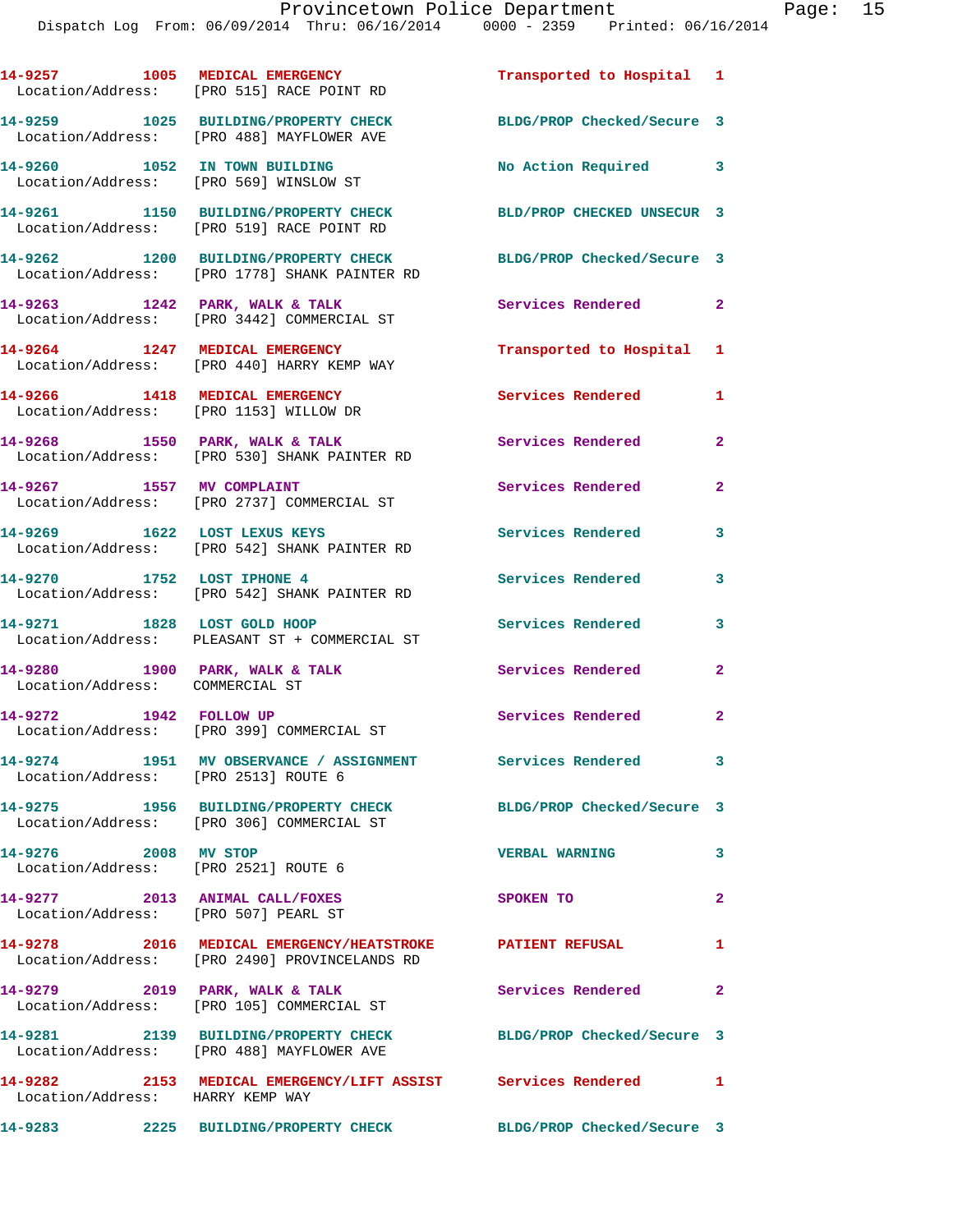14-9257 1005 MEDICAL EMERGENCY Transported to Hospital 1
Location/Address: [PRO 515] RACE POINT RD

14-9259 1025 BUILDING/PROPERTY CHECK BLDG/PROP Checked/Secure 3
Location/Address: [PRO 488] MAYFLOWER AVE

14-9260 1052 IN TOWN BUILDING No Action Required 3
Location/Address: [PRO 569] WINSLOW ST

14-9261 1150 BUILDING/PROPERTY CHECK BLD/PROP CHECKED UNSECUR 3
Location/Address: [PRO 519] RACE POINT RD

14-9262 1200 BUILDING/PROPERTY CHECK BLDG/PROP Checked/Secure 3
Location/Address: [PRO 1778] SHANK PAINTER RD

14-9263 1242 PARK, WALK & TALK Services Rendered 2
Location/Address: [PRO 3442] COMMERCIAL ST

14-9264 1247 MEDICAL EMERGENCY Transported to Hospital 1
Location/Address: [PRO 440] HARRY KEMP WAY

14-9266 1418 MEDICAL EMERGENCY Services Rendered 1
Location/Address: [PRO 1153] WILLOW DR

14-9268 1550 PARK, WALK & TALK Services Rendered 2
Location/Address: [PRO 530] SHANK PAINTER RD

14-9267 1557 MV COMPLAINT Services Rendered 2
Location/Address: [PRO 2737] COMMERCIAL ST

14-9269 1622 LOST LEXUS KEYS Services Rendered 3
Location/Address: [PRO 542] SHANK PAINTER RD

14-9270 1752 LOST IPHONE 4 Services Rendered 3
Location/Address: [PRO 542] SHANK PAINTER RD

14-9271 1828 LOST GOLD HOOP Services Rendered 3
Location/Address: PLEASANT ST + COMMERCIAL ST

14-9280 1900 PARK, WALK & TALK Services Rendered 2
Location/Address: COMMERCIAL ST

14-9272 1942 FOLLOW UP Services Rendered 2
Location/Address: [PRO 399] COMMERCIAL ST

14-9274 1951 MV OBSERVANCE / ASSIGNMENT Services Rendered 3
Location/Address: [PRO 2513] ROUTE 6

14-9275 1956 BUILDING/PROPERTY CHECK BLDG/PROP Checked/Secure 3
Location/Address: [PRO 306] COMMERCIAL ST

14-9276 2008 MV STOP VERBAL WARNING 3
Location/Address: [PRO 2521] ROUTE 6

14-9277 2013 ANIMAL CALL/FOXES SPOKEN TO 2
Location/Address: [PRO 507] PEARL ST

14-9278 2016 MEDICAL EMERGENCY/HEATSTROKE PATIENT REFUSAL 1
Location/Address: [PRO 2490] PROVINCELANDS RD

14-9279 2019 PARK, WALK & TALK Services Rendered 2
Location/Address: [PRO 105] COMMERCIAL ST

14-9281 2139 BUILDING/PROPERTY CHECK BLDG/PROP Checked/Secure 3
Location/Address: [PRO 488] MAYFLOWER AVE

14-9282 2153 MEDICAL EMERGENCY/LIFT ASSIST Services Rendered 1
Location/Address: HARRY KEMP WAY

14-9283 2225 BUILDING/PROPERTY CHECK BLDG/PROP Checked/Secure 3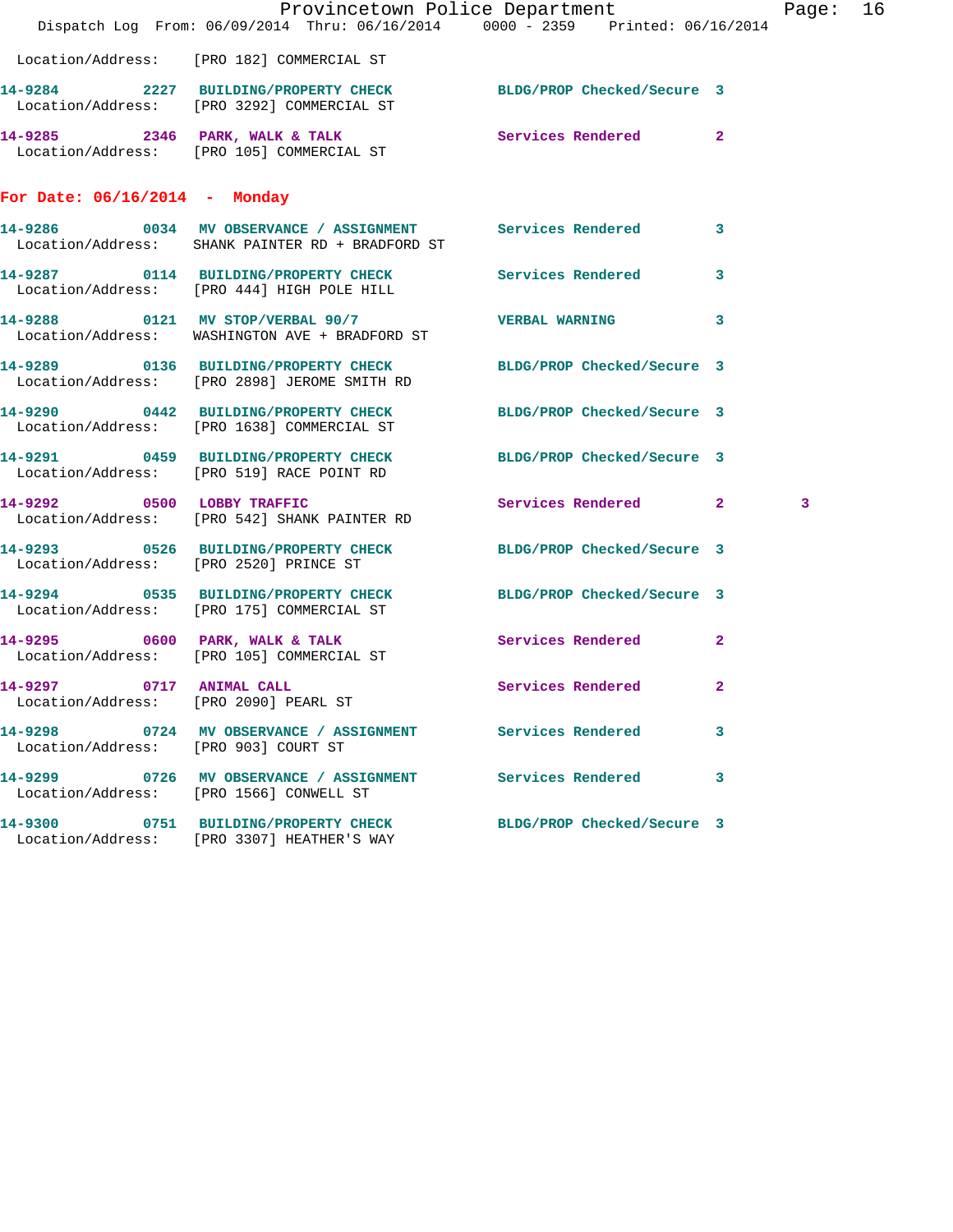Location/Address: [PRO 182] COMMERCIAL ST

14-9284 2227 BUILDING/PROPERTY CHECK BLDG/PROP Checked/Secure 3
Location/Address: [PRO 3292] COMMERCIAL ST

14-9285 2346 PARK, WALK & TALK Services Rendered 2
Location/Address: [PRO 105] COMMERCIAL ST

## For Date: 06/16/2014 - Monday

14-9286 0034 MV OBSERVANCE / ASSIGNMENT Services Rendered 3
Location/Address: SHANK PAINTER RD + BRADFORD ST

14-9287 0114 BUILDING/PROPERTY CHECK Services Rendered 3
Location/Address: [PRO 444] HIGH POLE HILL

14-9288 0121 MV STOP/VERBAL 90/7 VERBAL WARNING 3
Location/Address: WASHINGTON AVE + BRADFORD ST

14-9289 0136 BUILDING/PROPERTY CHECK BLDG/PROP Checked/Secure 3
Location/Address: [PRO 2898] JEROME SMITH RD

14-9290 0442 BUILDING/PROPERTY CHECK BLDG/PROP Checked/Secure 3
Location/Address: [PRO 1638] COMMERCIAL ST

14-9291 0459 BUILDING/PROPERTY CHECK BLDG/PROP Checked/Secure 3
Location/Address: [PRO 519] RACE POINT RD

14-9292 0500 LOBBY TRAFFIC Services Rendered 2 3
Location/Address: [PRO 542] SHANK PAINTER RD

14-9293 0526 BUILDING/PROPERTY CHECK BLDG/PROP Checked/Secure 3
Location/Address: [PRO 2520] PRINCE ST

14-9294 0535 BUILDING/PROPERTY CHECK BLDG/PROP Checked/Secure 3
Location/Address: [PRO 175] COMMERCIAL ST

14-9295 0600 PARK, WALK & TALK Services Rendered 2
Location/Address: [PRO 105] COMMERCIAL ST

14-9297 0717 ANIMAL CALL Services Rendered 2
Location/Address: [PRO 2090] PEARL ST

14-9298 0724 MV OBSERVANCE / ASSIGNMENT Services Rendered 3
Location/Address: [PRO 903] COURT ST

14-9299 0726 MV OBSERVANCE / ASSIGNMENT Services Rendered 3
Location/Address: [PRO 1566] CONWELL ST

14-9300 0751 BUILDING/PROPERTY CHECK BLDG/PROP Checked/Secure 3
Location/Address: [PRO 3307] HEATHER'S WAY